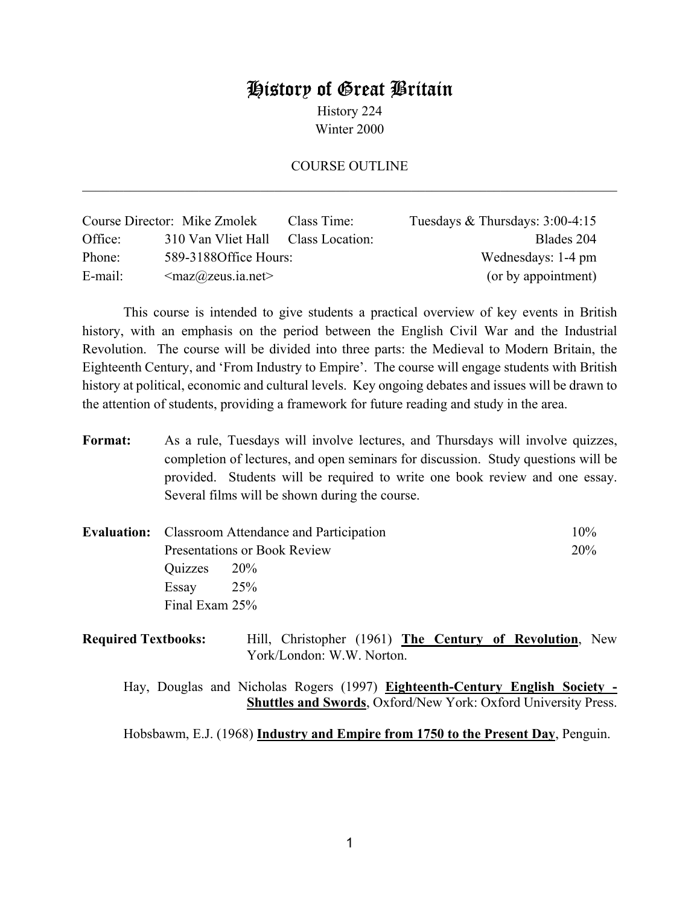# History of Great Britain

History 224
Winter 2000

COURSE OUTLINE

---

| | | | |
|---|---|---|---|
| Course Director: | Mike Zmolek | Class Time: | Tuesdays & Thursdays: 3:00-4:15 |
| Office: | 310 Van Vliet Hall | Class Location: | Blades 204 |
| Phone: | 589-3188 | Office Hours: | Wednesdays: 1-4 pm |
| E-mail: | <maz@zeus.ia.net> | | (or by appointment) |

This course is intended to give students a practical overview of key events in British history, with an emphasis on the period between the English Civil War and the Industrial Revolution. The course will be divided into three parts: the Medieval to Modern Britain, the Eighteenth Century, and 'From Industry to Empire'. The course will engage students with British history at political, economic and cultural levels. Key ongoing debates and issues will be drawn to the attention of students, providing a framework for future reading and study in the area.

**Format:** As a rule, Tuesdays will involve lectures, and Thursdays will involve quizzes, completion of lectures, and open seminars for discussion. Study questions will be provided. Students will be required to write one book review and one essay. Several films will be shown during the course.

**Evaluation:**

| | |
|---|---|
| Classroom Attendance and Participation | 10% |
| Presentations or Book Review | 20% |
| Quizzes | 20% |
| Essay | 25% |
| Final Exam | 25% |

**Required Textbooks:**

Hill, Christopher (1961) **The Century of Revolution**, New York/London: W.W. Norton.

Hay, Douglas and Nicholas Rogers (1997) **Eighteenth-Century English Society - Shuttles and Swords**, Oxford/New York: Oxford University Press.

Hobsbawm, E.J. (1968) **Industry and Empire from 1750 to the Present Day**, Penguin.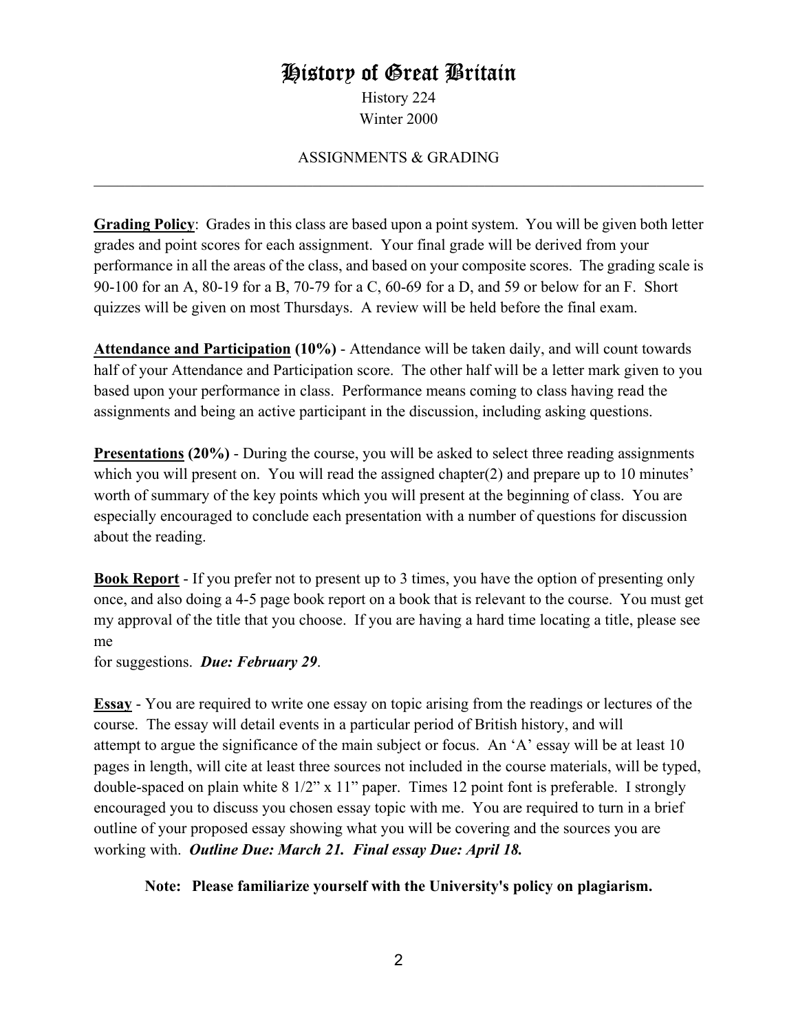# History of Great Britain

History 224
Winter 2000

ASSIGNMENTS & GRADING

---

**Grading Policy**: Grades in this class are based upon a point system. You will be given both letter grades and point scores for each assignment. Your final grade will be derived from your performance in all the areas of the class, and based on your composite scores. The grading scale is 90-100 for an A, 80-19 for a B, 70-79 for a C, 60-69 for a D, and 59 or below for an F. Short quizzes will be given on most Thursdays. A review will be held before the final exam.

**Attendance and Participation (10%)** - Attendance will be taken daily, and will count towards half of your Attendance and Participation score. The other half will be a letter mark given to you based upon your performance in class. Performance means coming to class having read the assignments and being an active participant in the discussion, including asking questions.

**Presentations (20%)** - During the course, you will be asked to select three reading assignments which you will present on. You will read the assigned chapter(2) and prepare up to 10 minutes' worth of summary of the key points which you will present at the beginning of class. You are especially encouraged to conclude each presentation with a number of questions for discussion about the reading.

**Book Report** - If you prefer not to present up to 3 times, you have the option of presenting only once, and also doing a 4-5 page book report on a book that is relevant to the course. You must get my approval of the title that you choose. If you are having a hard time locating a title, please see me
for suggestions. ***Due: February 29***.

**Essay** - You are required to write one essay on topic arising from the readings or lectures of the course. The essay will detail events in a particular period of British history, and will attempt to argue the significance of the main subject or focus. An 'A' essay will be at least 10 pages in length, will cite at least three sources not included in the course materials, will be typed, double-spaced on plain white 8 1/2" x 11" paper. Times 12 point font is preferable. I strongly encouraged you to discuss you chosen essay topic with me. You are required to turn in a brief outline of your proposed essay showing what you will be covering and the sources you are working with. ***Outline Due: March 21. Final essay Due: April 18.***

**Note: Please familiarize yourself with the University's policy on plagiarism.**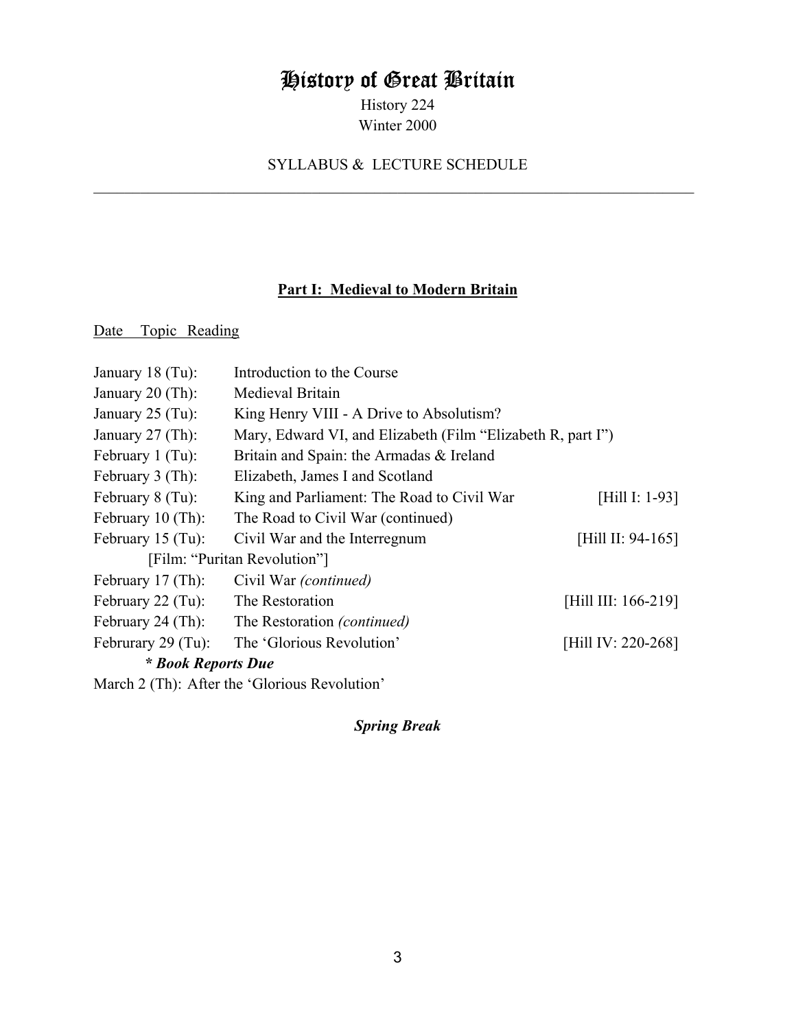# History of Great Britain

History 224
Winter 2000

SYLLABUS & LECTURE SCHEDULE

---

## Part I: Medieval to Modern Britain

| Date | Topic | Reading |
|---|---|---|
| January 18 (Tu): | Introduction to the Course | |
| January 20 (Th): | Medieval Britain | |
| January 25 (Tu): | King Henry VIII - A Drive to Absolutism? | |
| January 27 (Th): | Mary, Edward VI, and Elizabeth (Film "Elizabeth R, part I") | |
| February 1 (Tu): | Britain and Spain: the Armadas & Ireland | |
| February 3 (Th): | Elizabeth, James I and Scotland | |
| February 8 (Tu): | King and Parliament: The Road to Civil War | [Hill I: 1-93] |
| February 10 (Th): | The Road to Civil War (continued) | |
| February 15 (Tu): | Civil War and the Interregnum | [Hill II: 94-165] |
| | [Film: "Puritan Revolution"] | |
| February 17 (Th): | Civil War *(continued)* | |
| February 22 (Tu): | The Restoration | [Hill III: 166-219] |
| February 24 (Th): | The Restoration *(continued)* | |
| Februrary 29 (Tu): | The 'Glorious Revolution' | [Hill IV: 220-268] |
| ***\* Book Reports Due*** | | |
| March 2 (Th): | After the 'Glorious Revolution' | |

***Spring Break***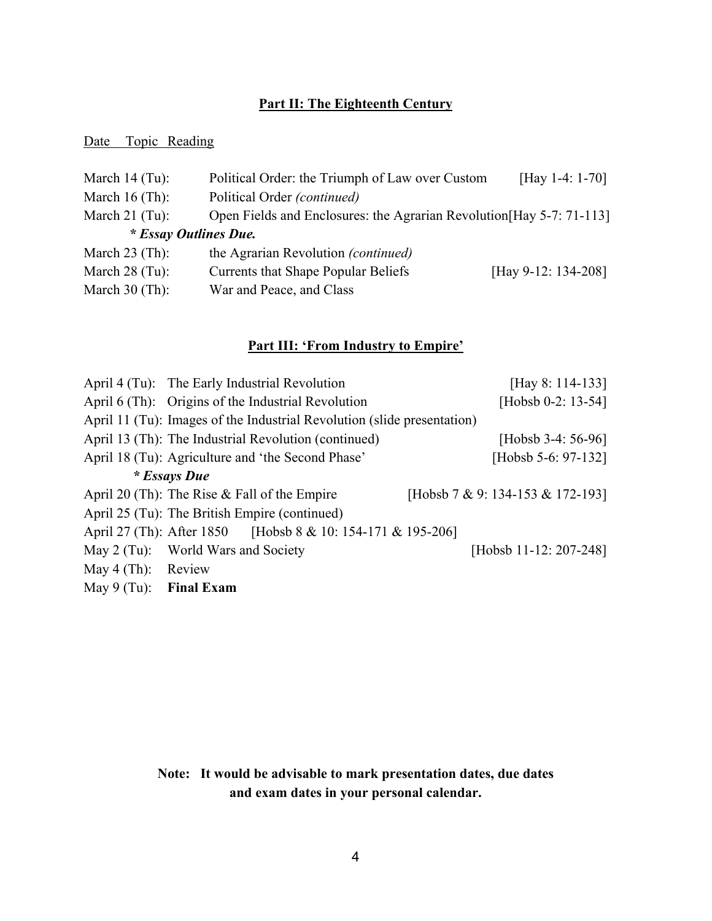## Part II: The Eighteenth Century

| Date | Topic | Reading |
|---|---|---|
| March 14 (Tu): | Political Order: the Triumph of Law over Custom | [Hay 1-4: 1-70] |
| March 16 (Th): | Political Order *(continued)* | |
| March 21 (Tu): | Open Fields and Enclosures: the Agrarian Revolution | [Hay 5-7: 71-113] |
| ***\* Essay Outlines Due.*** | | |
| March 23 (Th): | the Agrarian Revolution *(continued)* | |
| March 28 (Tu): | Currents that Shape Popular Beliefs | [Hay 9-12: 134-208] |
| March 30 (Th): | War and Peace, and Class | |

## Part III: 'From Industry to Empire'

| | | |
|---|---|---|
| April 4 (Tu): | The Early Industrial Revolution | [Hay 8: 114-133] |
| April 6 (Th): | Origins of the Industrial Revolution | [Hobsb 0-2: 13-54] |
| April 11 (Tu): | Images of the Industrial Revolution (slide presentation) | |
| April 13 (Th): | The Industrial Revolution (continued) | [Hobsb 3-4: 56-96] |
| April 18 (Tu): | Agriculture and 'the Second Phase' | [Hobsb 5-6: 97-132] |
| ***\* Essays Due*** | | |
| April 20 (Th): | The Rise & Fall of the Empire | [Hobsb 7 & 9: 134-153 & 172-193] |
| April 25 (Tu): | The British Empire (continued) | |
| April 27 (Th): | After 1850 | [Hobsb 8 & 10: 154-171 & 195-206] |
| May 2 (Tu): | World Wars and Society | [Hobsb 11-12: 207-248] |
| May 4 (Th): | Review | |
| May 9 (Tu): | **Final Exam** | |

**Note: It would be advisable to mark presentation dates, due dates and exam dates in your personal calendar.**